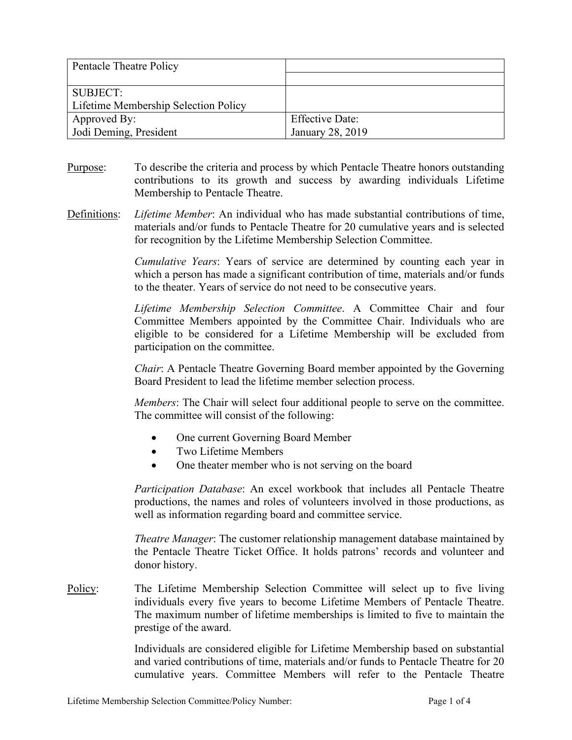| Pentacle Theatre Policy | |
|---|---|
| | |
| SUBJECT:<br>Lifetime Membership Selection Policy | |
| Approved By:<br>Jodi Deming, President | Effective Date:<br>January 28, 2019 |

<u>Purpose</u>: To describe the criteria and process by which Pentacle Theatre honors outstanding contributions to its growth and success by awarding individuals Lifetime Membership to Pentacle Theatre.

<u>Definitions</u>: *Lifetime Member*: An individual who has made substantial contributions of time, materials and/or funds to Pentacle Theatre for 20 cumulative years and is selected for recognition by the Lifetime Membership Selection Committee.

*Cumulative Years*: Years of service are determined by counting each year in which a person has made a significant contribution of time, materials and/or funds to the theater. Years of service do not need to be consecutive years.

*Lifetime Membership Selection Committee*. A Committee Chair and four Committee Members appointed by the Committee Chair. Individuals who are eligible to be considered for a Lifetime Membership will be excluded from participation on the committee.

*Chair*: A Pentacle Theatre Governing Board member appointed by the Governing Board President to lead the lifetime member selection process.

*Members*: The Chair will select four additional people to serve on the committee. The committee will consist of the following:

- One current Governing Board Member
- Two Lifetime Members
- One theater member who is not serving on the board

*Participation Database*: An excel workbook that includes all Pentacle Theatre productions, the names and roles of volunteers involved in those productions, as well as information regarding board and committee service.

*Theatre Manager*: The customer relationship management database maintained by the Pentacle Theatre Ticket Office. It holds patrons' records and volunteer and donor history.

<u>Policy</u>: The Lifetime Membership Selection Committee will select up to five living individuals every five years to become Lifetime Members of Pentacle Theatre. The maximum number of lifetime memberships is limited to five to maintain the prestige of the award.

Individuals are considered eligible for Lifetime Membership based on substantial and varied contributions of time, materials and/or funds to Pentacle Theatre for 20 cumulative years. Committee Members will refer to the Pentacle Theatre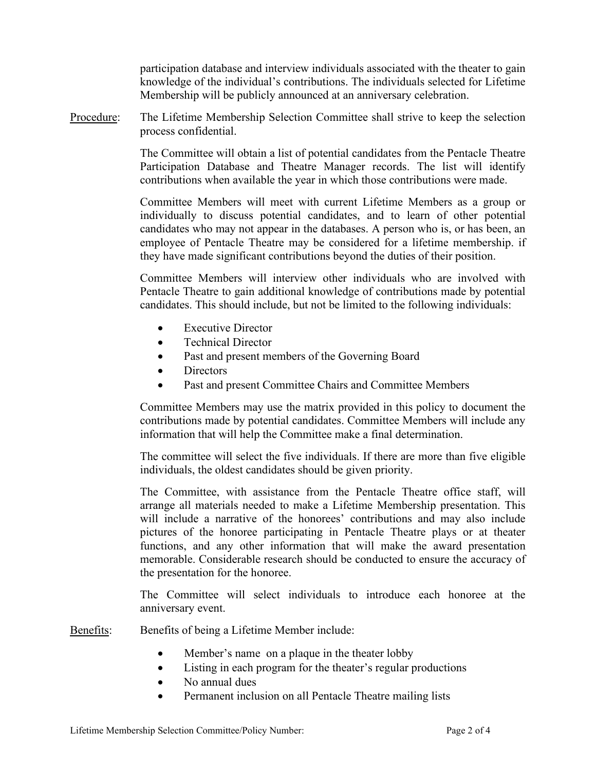participation database and interview individuals associated with the theater to gain knowledge of the individual's contributions. The individuals selected for Lifetime Membership will be publicly announced at an anniversary celebration.

<u>Procedure</u>: The Lifetime Membership Selection Committee shall strive to keep the selection process confidential.

The Committee will obtain a list of potential candidates from the Pentacle Theatre Participation Database and Theatre Manager records. The list will identify contributions when available the year in which those contributions were made.

Committee Members will meet with current Lifetime Members as a group or individually to discuss potential candidates, and to learn of other potential candidates who may not appear in the databases. A person who is, or has been, an employee of Pentacle Theatre may be considered for a lifetime membership. if they have made significant contributions beyond the duties of their position.

Committee Members will interview other individuals who are involved with Pentacle Theatre to gain additional knowledge of contributions made by potential candidates. This should include, but not be limited to the following individuals:

- Executive Director
- Technical Director
- Past and present members of the Governing Board
- Directors
- Past and present Committee Chairs and Committee Members

Committee Members may use the matrix provided in this policy to document the contributions made by potential candidates. Committee Members will include any information that will help the Committee make a final determination.

The committee will select the five individuals. If there are more than five eligible individuals, the oldest candidates should be given priority.

The Committee, with assistance from the Pentacle Theatre office staff, will arrange all materials needed to make a Lifetime Membership presentation. This will include a narrative of the honorees' contributions and may also include pictures of the honoree participating in Pentacle Theatre plays or at theater functions, and any other information that will make the award presentation memorable. Considerable research should be conducted to ensure the accuracy of the presentation for the honoree.

The Committee will select individuals to introduce each honoree at the anniversary event.

<u>Benefits</u>: Benefits of being a Lifetime Member include:

- Member's name on a plaque in the theater lobby
- Listing in each program for the theater's regular productions
- No annual dues
- Permanent inclusion on all Pentacle Theatre mailing lists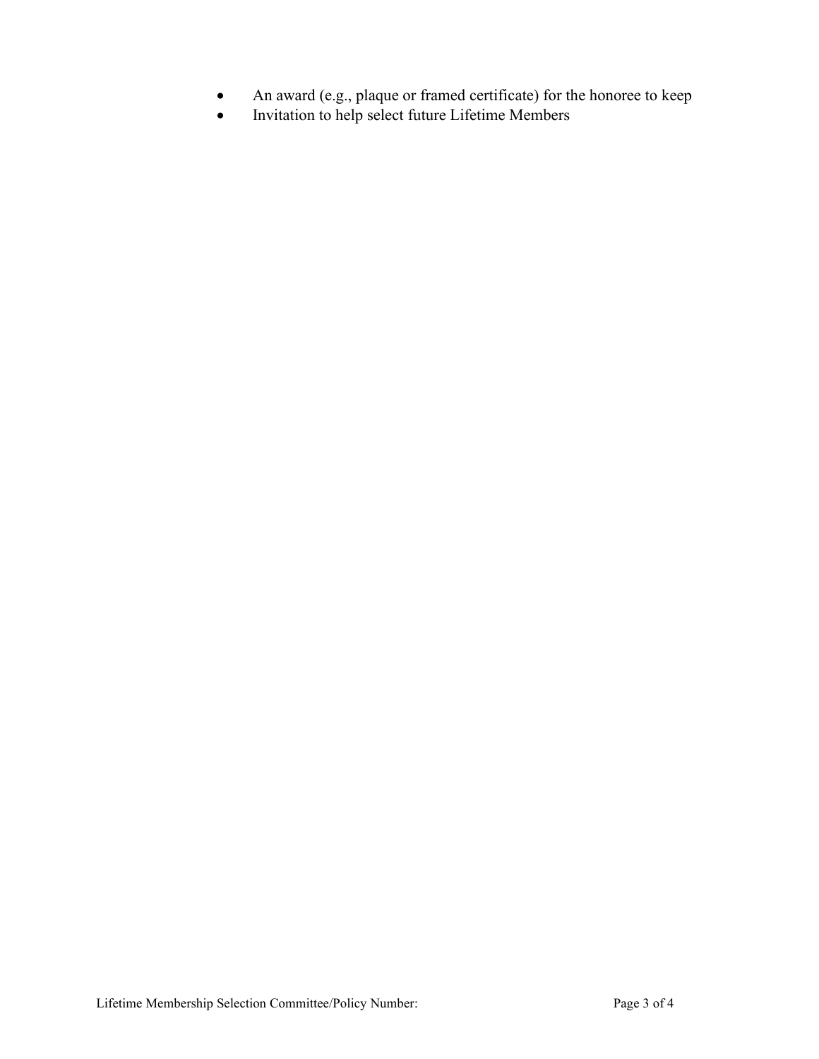- An award (e.g., plaque or framed certificate) for the honoree to keep
- Invitation to help select future Lifetime Members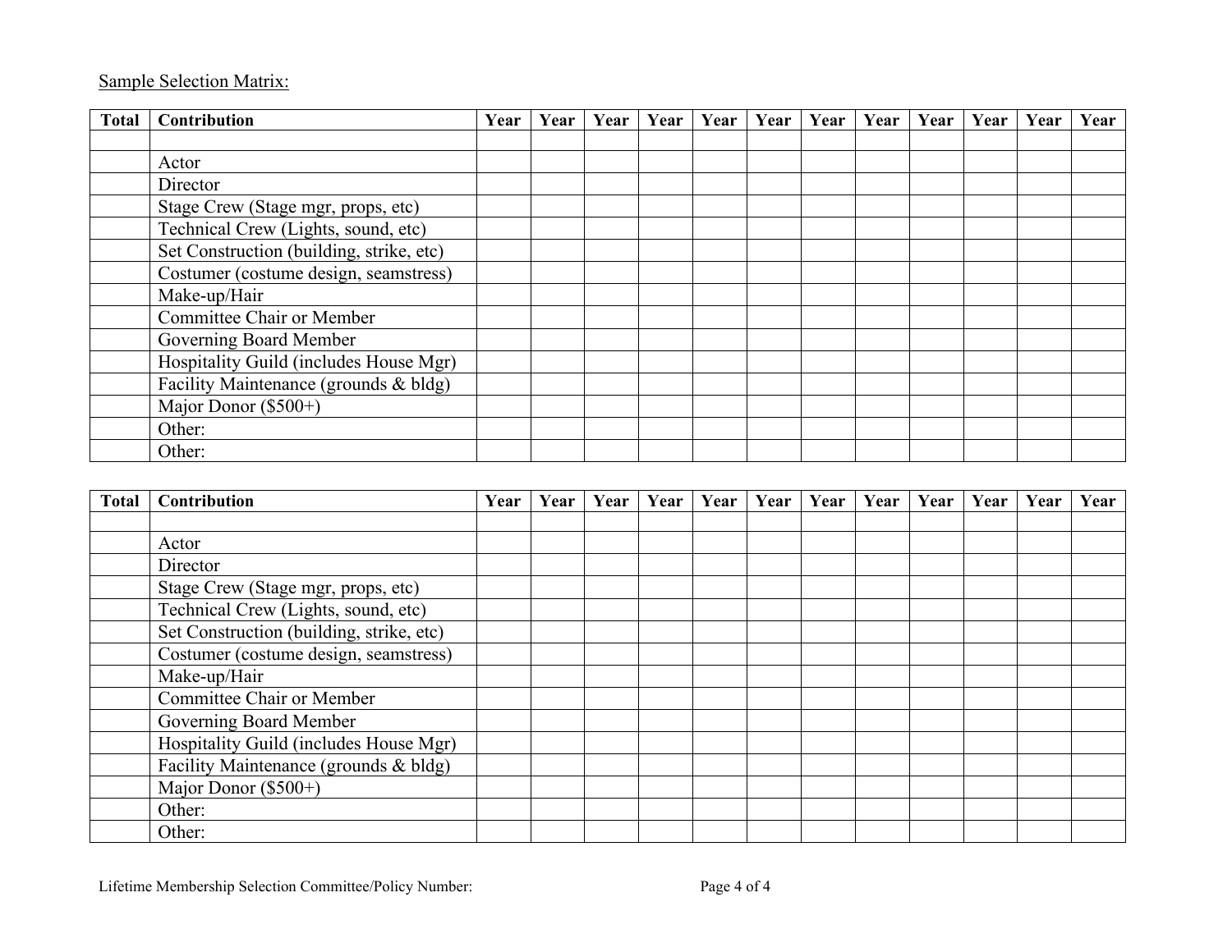Sample Selection Matrix:

| Total | Contribution | Year | Year | Year | Year | Year | Year | Year | Year | Year | Year | Year | Year |
|---|---|---|---|---|---|---|---|---|---|---|---|---|---|
| | | | | | | | | | | | | | |
| | Actor | | | | | | | | | | | | |
| | Director | | | | | | | | | | | | |
| | Stage Crew (Stage mgr, props, etc) | | | | | | | | | | | | |
| | Technical Crew (Lights, sound, etc) | | | | | | | | | | | | |
| | Set Construction (building, strike, etc) | | | | | | | | | | | | |
| | Costumer (costume design, seamstress) | | | | | | | | | | | | |
| | Make-up/Hair | | | | | | | | | | | | |
| | Committee Chair or Member | | | | | | | | | | | | |
| | Governing Board Member | | | | | | | | | | | | |
| | Hospitality Guild (includes House Mgr) | | | | | | | | | | | | |
| | Facility Maintenance (grounds & bldg) | | | | | | | | | | | | |
| | Major Donor ($500+) | | | | | | | | | | | | |
| | Other: | | | | | | | | | | | | |
| | Other: | | | | | | | | | | | | |

| Total | Contribution | Year | Year | Year | Year | Year | Year | Year | Year | Year | Year | Year | Year |
|---|---|---|---|---|---|---|---|---|---|---|---|---|---|
| | | | | | | | | | | | | | |
| | Actor | | | | | | | | | | | | |
| | Director | | | | | | | | | | | | |
| | Stage Crew (Stage mgr, props, etc) | | | | | | | | | | | | |
| | Technical Crew (Lights, sound, etc) | | | | | | | | | | | | |
| | Set Construction (building, strike, etc) | | | | | | | | | | | | |
| | Costumer (costume design, seamstress) | | | | | | | | | | | | |
| | Make-up/Hair | | | | | | | | | | | | |
| | Committee Chair or Member | | | | | | | | | | | | |
| | Governing Board Member | | | | | | | | | | | | |
| | Hospitality Guild (includes House Mgr) | | | | | | | | | | | | |
| | Facility Maintenance (grounds & bldg) | | | | | | | | | | | | |
| | Major Donor ($500+) | | | | | | | | | | | | |
| | Other: | | | | | | | | | | | | |
| | Other: | | | | | | | | | | | | |